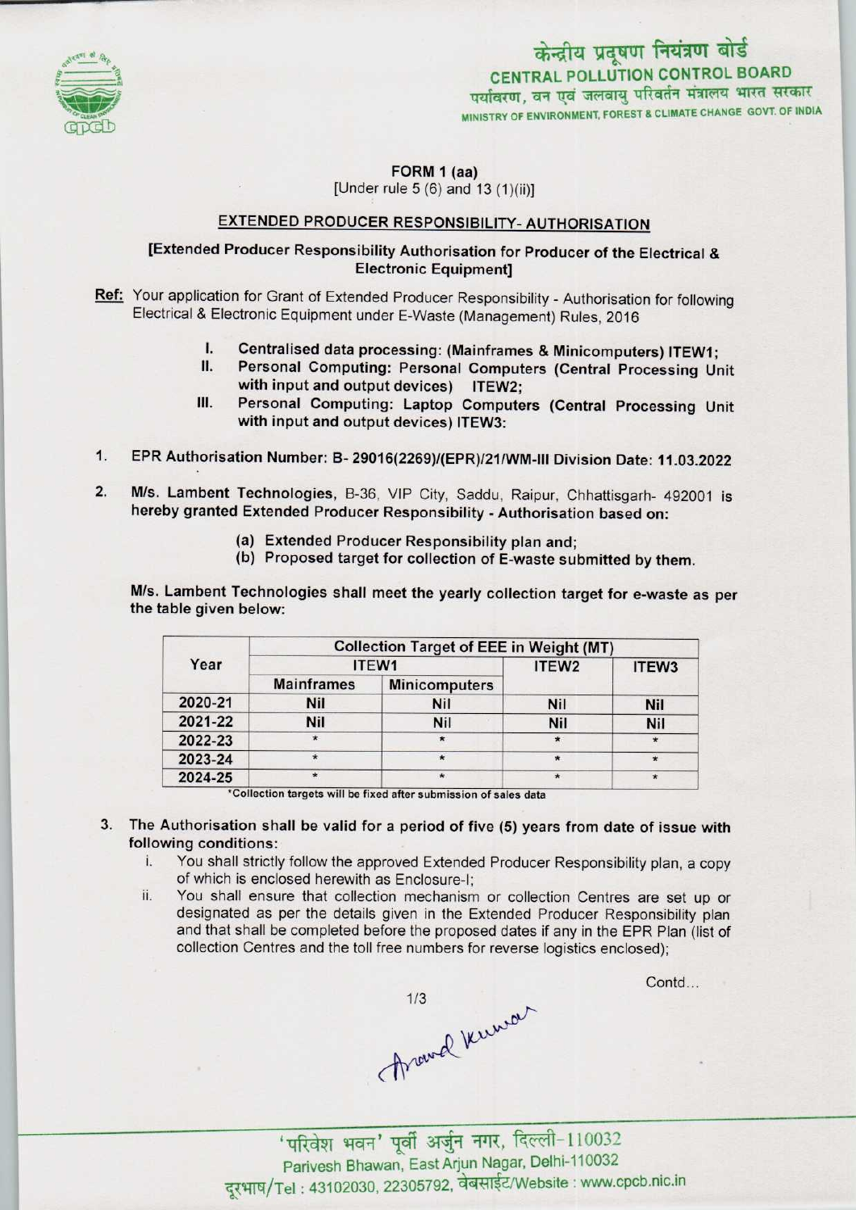केन्द्रीय प्रदूषण नियंत्रण बोर्ड
CENTRAL POLLUTION CONTROL BOARD
पर्यावरण, वन एवं जलवायु परिवर्तन मंत्रालय भारत सरकार
MINISTRY OF ENVIRONMENT, FOREST & CLIMATE CHANGE GOVT. OF INDIA

**FORM 1 (aa)**
[Under rule 5 (6) and 13 (1)(ii)]

## EXTENDED PRODUCER RESPONSIBILITY- AUTHORISATION

**[Extended Producer Responsibility Authorisation for Producer of the Electrical & Electronic Equipment]**

**Ref:** Your application for Grant of Extended Producer Responsibility - Authorisation for following Electrical & Electronic Equipment under E-Waste (Management) Rules, 2016

I. **Centralised data processing: (Mainframes & Minicomputers) ITEW1;**
II. **Personal Computing: Personal Computers (Central Processing Unit with input and output devices) ITEW2;**
III. **Personal Computing: Laptop Computers (Central Processing Unit with input and output devices) ITEW3:**

1. **EPR Authorisation Number: B- 29016(2269)/(EPR)/21/WM-III Division Date: 11.03.2022**

2. **M/s. Lambent Technologies**, B-36, VIP City, Saddu, Raipur, Chhattisgarh- 492001 is hereby granted Extended Producer Responsibility - Authorisation based on:

   (a) Extended Producer Responsibility plan and;
   (b) Proposed target for collection of E-waste submitted by them.

**M/s. Lambent Technologies shall meet the yearly collection target for e-waste as per the table given below:**

| Year | Collection Target of EEE in Weight (MT) | | | |
|---|---|---|---|---|
| | ITEW1 | | ITEW2 | ITEW3 |
| | Mainframes | Minicomputers | | |
| 2020-21 | Nil | Nil | Nil | Nil |
| 2021-22 | Nil | Nil | Nil | Nil |
| 2022-23 | * | * | * | * |
| 2023-24 | * | * | * | * |
| 2024-25 | * | * | * | * |

*Collection targets will be fixed after submission of sales data

3. The Authorisation shall be valid for a period of five (5) years from date of issue with following conditions:

   i. You shall strictly follow the approved Extended Producer Responsibility plan, a copy of which is enclosed herewith as Enclosure-I;
   ii. You shall ensure that collection mechanism or collection Centres are set up or designated as per the details given in the Extended Producer Responsibility plan and that shall be completed before the proposed dates if any in the EPR Plan (list of collection Centres and the toll free numbers for reverse logistics enclosed);

Contd...

'परिवेश भवन' पूर्वी अर्जुन नगर, दिल्ली-110032
Parivesh Bhawan, East Arjun Nagar, Delhi-110032
दूरभाष/Tel : 43102030, 22305792, वेबसाईट/Website : www.cpcb.nic.in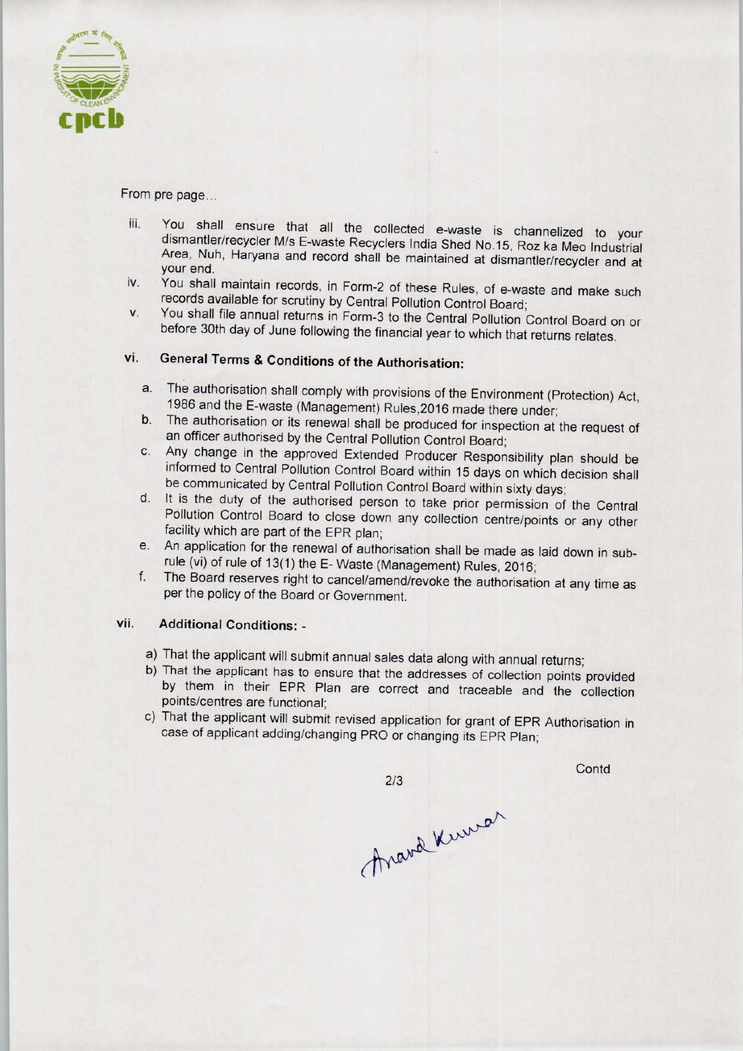From pre page...

iii. You shall ensure that all the collected e-waste is channelized to your dismantler/recycler M/s E-waste Recyclers India Shed No.15, Roz ka Meo Industrial Area, Nuh, Haryana and record shall be maintained at dismantler/recycler and at your end.

iv. You shall maintain records, in Form-2 of these Rules, of e-waste and make such records available for scrutiny by Central Pollution Control Board;

v. You shall file annual returns in Form-3 to the Central Pollution Control Board on or before 30th day of June following the financial year to which that returns relates.

### vi. General Terms & Conditions of the Authorisation:

a. The authorisation shall comply with provisions of the Environment (Protection) Act, 1986 and the E-waste (Management) Rules,2016 made there under;

b. The authorisation or its renewal shall be produced for inspection at the request of an officer authorised by the Central Pollution Control Board;

c. Any change in the approved Extended Producer Responsibility plan should be informed to Central Pollution Control Board within 15 days on which decision shall be communicated by Central Pollution Control Board within sixty days;

d. It is the duty of the authorised person to take prior permission of the Central Pollution Control Board to close down any collection centre/points or any other facility which are part of the EPR plan;

e. An application for the renewal of authorisation shall be made as laid down in sub-rule (vi) of rule of 13(1) the E- Waste (Management) Rules, 2016;

f. The Board reserves right to cancel/amend/revoke the authorisation at any time as per the policy of the Board or Government.

### vii. Additional Conditions: -

a) That the applicant will submit annual sales data along with annual returns;

b) That the applicant has to ensure that the addresses of collection points provided by them in their EPR Plan are correct and traceable and the collection points/centres are functional;

c) That the applicant will submit revised application for grant of EPR Authorisation in case of applicant adding/changing PRO or changing its EPR Plan;

Contd

Anand Kumar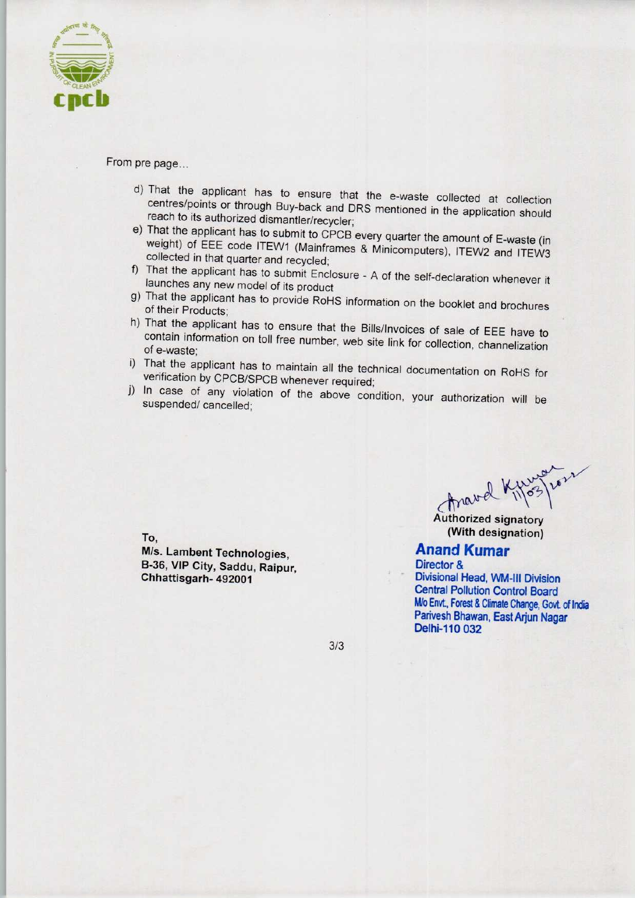From pre page...

d) That the applicant has to ensure that the e-waste collected at collection centres/points or through Buy-back and DRS mentioned in the application should reach to its authorized dismantler/recycler;
e) That the applicant has to submit to CPCB every quarter the amount of E-waste (in weight) of EEE code ITEW1 (Mainframes & Minicomputers), ITEW2 and ITEW3 collected in that quarter and recycled;
f) That the applicant has to submit Enclosure - A of the self-declaration whenever it launches any new model of its product
g) That the applicant has to provide RoHS information on the booklet and brochures of their Products;
h) That the applicant has to ensure that the Bills/Invoices of sale of EEE have to contain information on toll free number, web site link for collection, channelization of e-waste;
i) That the applicant has to maintain all the technical documentation on RoHS for verification by CPCB/SPCB whenever required;
j) In case of any violation of the above condition, your authorization will be suspended/ cancelled;

Anand Kumar 11/03/2022

Authorized signatory
(With designation)

**Anand Kumar**
Director &
Divisional Head, WM-III Division
Central Pollution Control Board
M/o Envt., Forest & Climate Change, Govt. of India
Parivesh Bhawan, East Arjun Nagar
Delhi-110 032

To,
**M/s. Lambent Technologies,**
**B-36, VIP City, Saddu, Raipur,**
**Chhattisgarh- 492001**